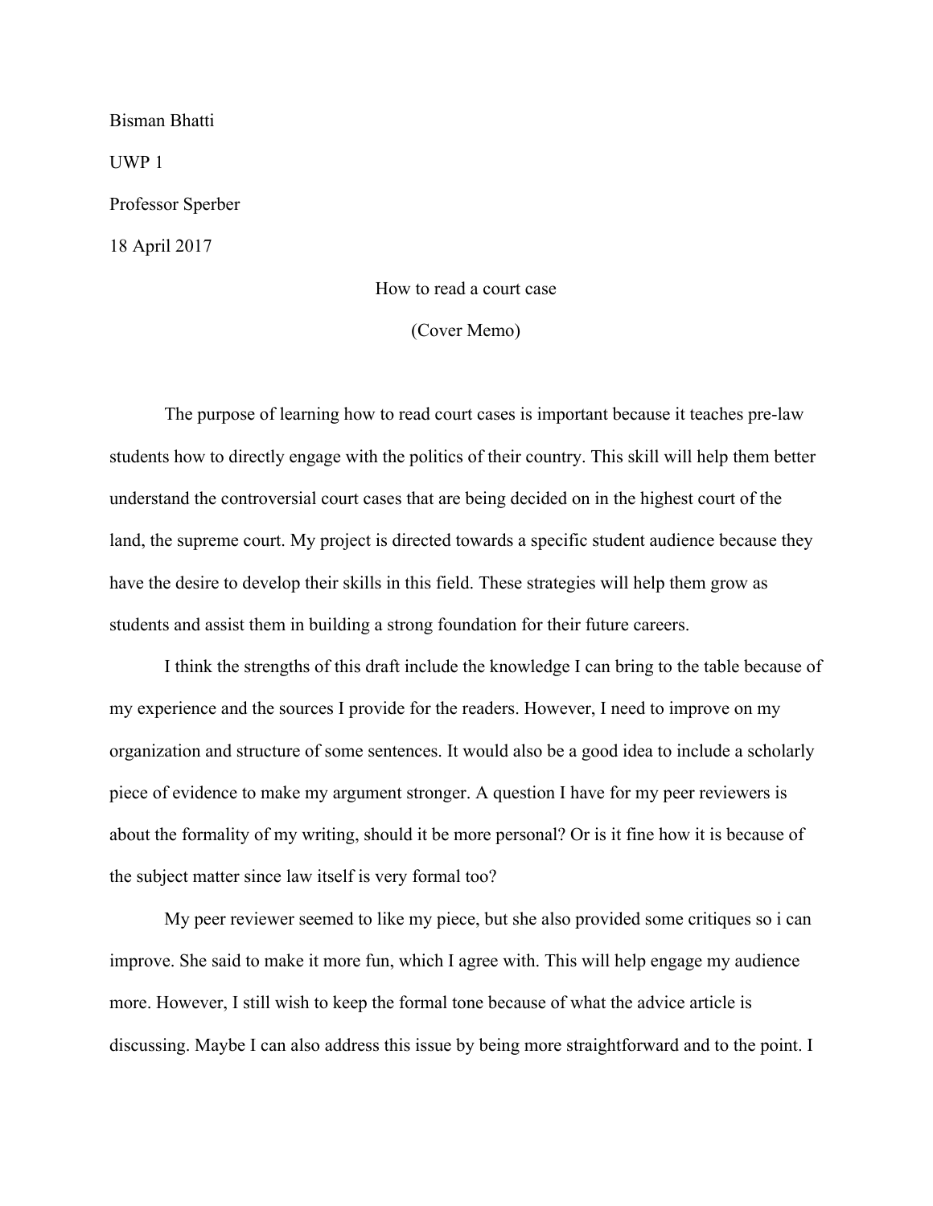Bisman Bhatti

UWP 1

Professor Sperber

18 April 2017

How to read a court case

(Cover Memo)

The purpose of learning how to read court cases is important because it teaches pre-law students how to directly engage with the politics of their country. This skill will help them better understand the controversial court cases that are being decided on in the highest court of the land, the supreme court. My project is directed towards a specific student audience because they have the desire to develop their skills in this field. These strategies will help them grow as students and assist them in building a strong foundation for their future careers.

I think the strengths of this draft include the knowledge I can bring to the table because of my experience and the sources I provide for the readers. However, I need to improve on my organization and structure of some sentences. It would also be a good idea to include a scholarly piece of evidence to make my argument stronger. A question I have for my peer reviewers is about the formality of my writing, should it be more personal? Or is it fine how it is because of the subject matter since law itself is very formal too?

My peer reviewer seemed to like my piece, but she also provided some critiques so i can improve. She said to make it more fun, which I agree with. This will help engage my audience more. However, I still wish to keep the formal tone because of what the advice article is discussing. Maybe I can also address this issue by being more straightforward and to the point. I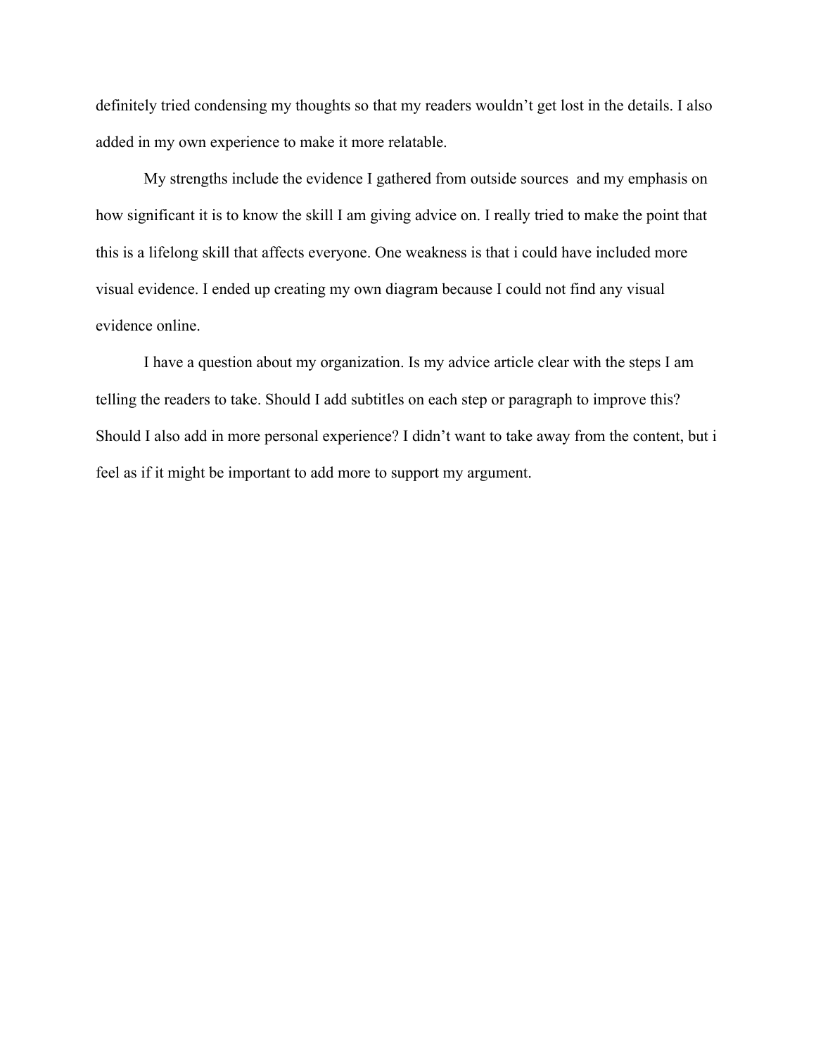definitely tried condensing my thoughts so that my readers wouldn't get lost in the details. I also added in my own experience to make it more relatable.

My strengths include the evidence I gathered from outside sources  and my emphasis on how significant it is to know the skill I am giving advice on. I really tried to make the point that this is a lifelong skill that affects everyone. One weakness is that i could have included more visual evidence. I ended up creating my own diagram because I could not find any visual evidence online.

I have a question about my organization. Is my advice article clear with the steps I am telling the readers to take. Should I add subtitles on each step or paragraph to improve this? Should I also add in more personal experience? I didn't want to take away from the content, but i feel as if it might be important to add more to support my argument.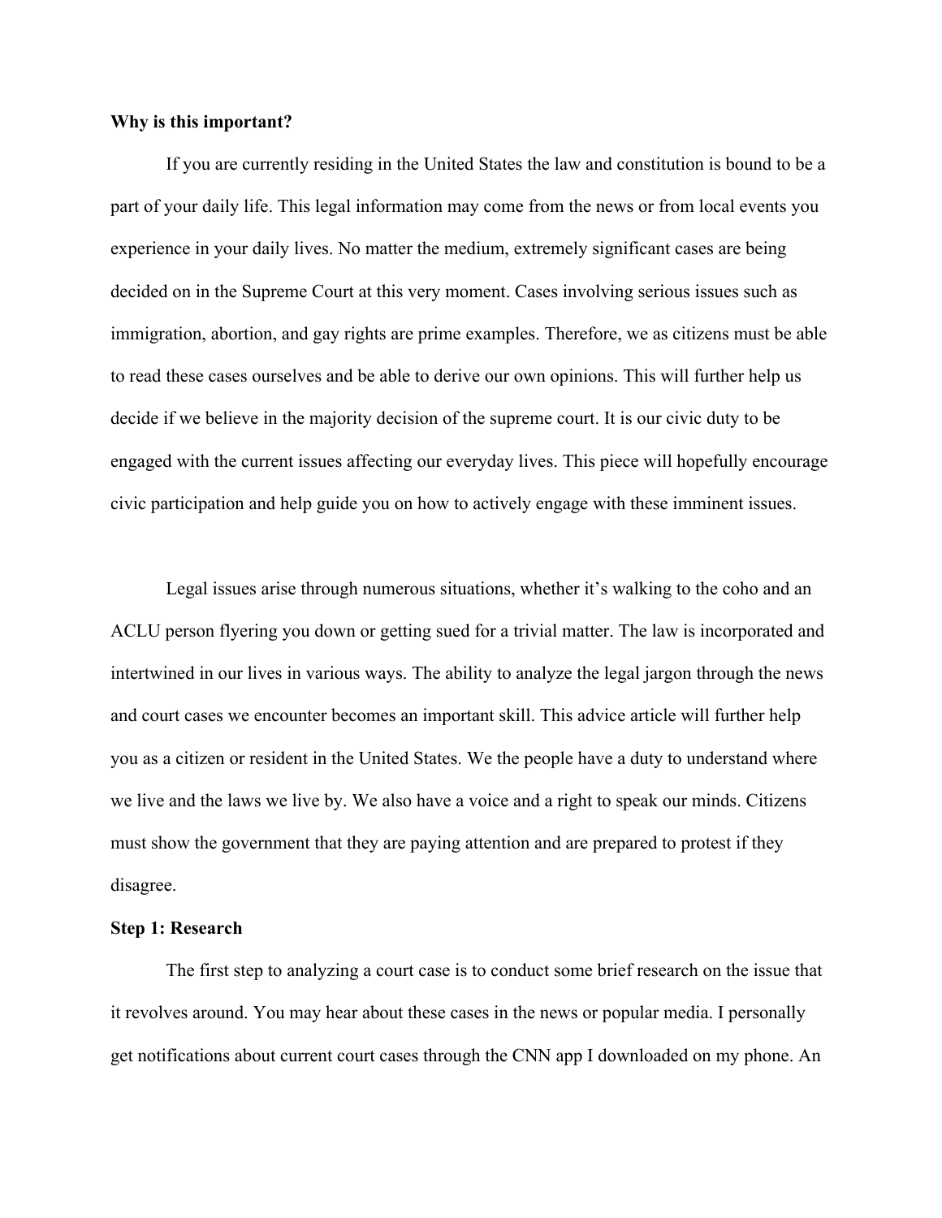**Why is this important?**

If you are currently residing in the United States the law and constitution is bound to be a part of your daily life. This legal information may come from the news or from local events you experience in your daily lives. No matter the medium, extremely significant cases are being decided on in the Supreme Court at this very moment. Cases involving serious issues such as immigration, abortion, and gay rights are prime examples. Therefore, we as citizens must be able to read these cases ourselves and be able to derive our own opinions. This will further help us decide if we believe in the majority decision of the supreme court. It is our civic duty to be engaged with the current issues affecting our everyday lives. This piece will hopefully encourage civic participation and help guide you on how to actively engage with these imminent issues.

Legal issues arise through numerous situations, whether it's walking to the coho and an ACLU person flyering you down or getting sued for a trivial matter. The law is incorporated and intertwined in our lives in various ways. The ability to analyze the legal jargon through the news and court cases we encounter becomes an important skill. This advice article will further help you as a citizen or resident in the United States. We the people have a duty to understand where we live and the laws we live by. We also have a voice and a right to speak our minds. Citizens must show the government that they are paying attention and are prepared to protest if they disagree.

**Step 1: Research**

The first step to analyzing a court case is to conduct some brief research on the issue that it revolves around. You may hear about these cases in the news or popular media. I personally get notifications about current court cases through the CNN app I downloaded on my phone. An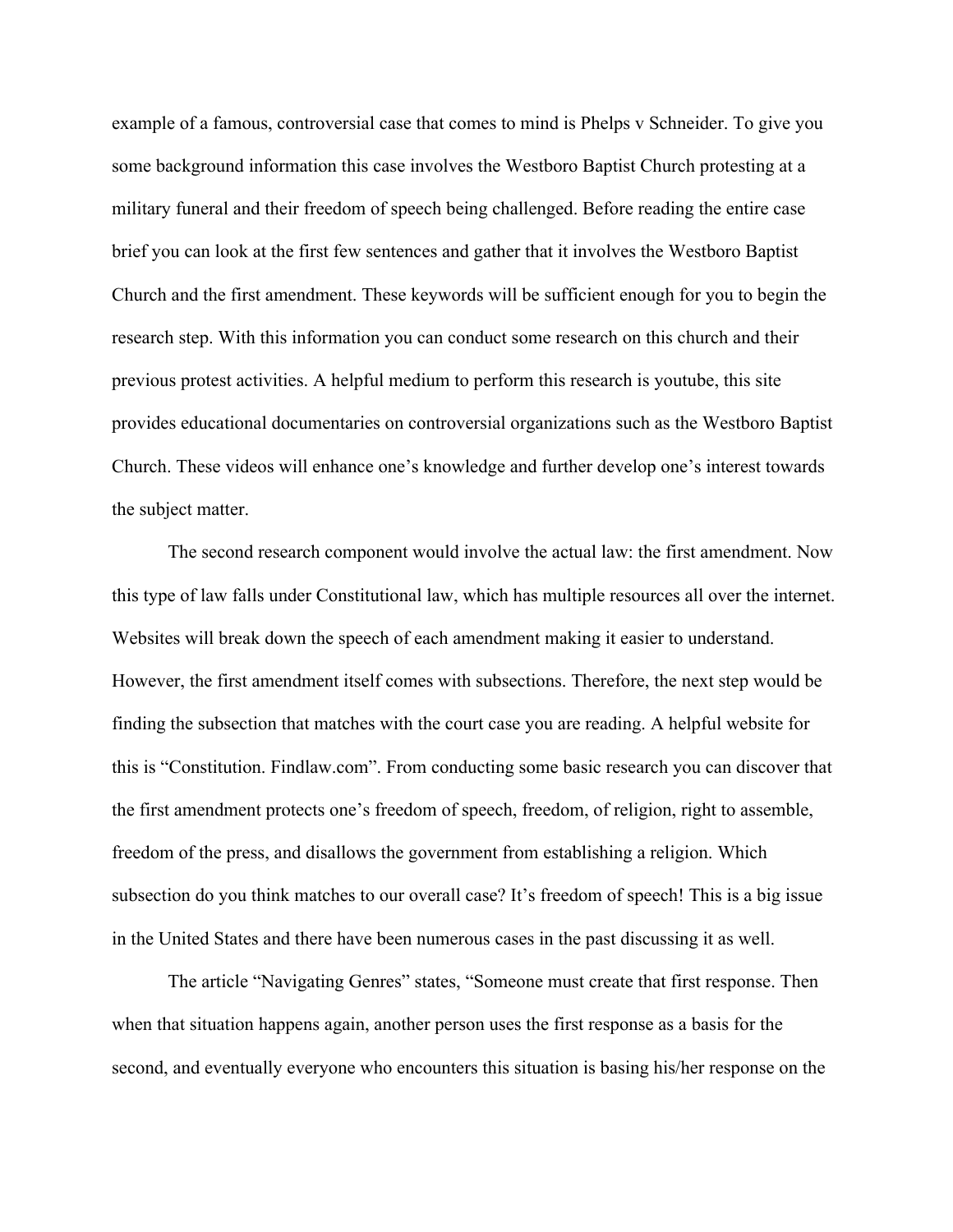example of a famous, controversial case that comes to mind is Phelps v Schneider. To give you some background information this case involves the Westboro Baptist Church protesting at a military funeral and their freedom of speech being challenged. Before reading the entire case brief you can look at the first few sentences and gather that it involves the Westboro Baptist Church and the first amendment. These keywords will be sufficient enough for you to begin the research step. With this information you can conduct some research on this church and their previous protest activities. A helpful medium to perform this research is youtube, this site provides educational documentaries on controversial organizations such as the Westboro Baptist Church. These videos will enhance one's knowledge and further develop one's interest towards the subject matter.

The second research component would involve the actual law: the first amendment. Now this type of law falls under Constitutional law, which has multiple resources all over the internet. Websites will break down the speech of each amendment making it easier to understand. However, the first amendment itself comes with subsections. Therefore, the next step would be finding the subsection that matches with the court case you are reading. A helpful website for this is "Constitution. Findlaw.com". From conducting some basic research you can discover that the first amendment protects one's freedom of speech, freedom, of religion, right to assemble, freedom of the press, and disallows the government from establishing a religion. Which subsection do you think matches to our overall case? It's freedom of speech! This is a big issue in the United States and there have been numerous cases in the past discussing it as well.

The article "Navigating Genres" states, "Someone must create that first response. Then when that situation happens again, another person uses the first response as a basis for the second, and eventually everyone who encounters this situation is basing his/her response on the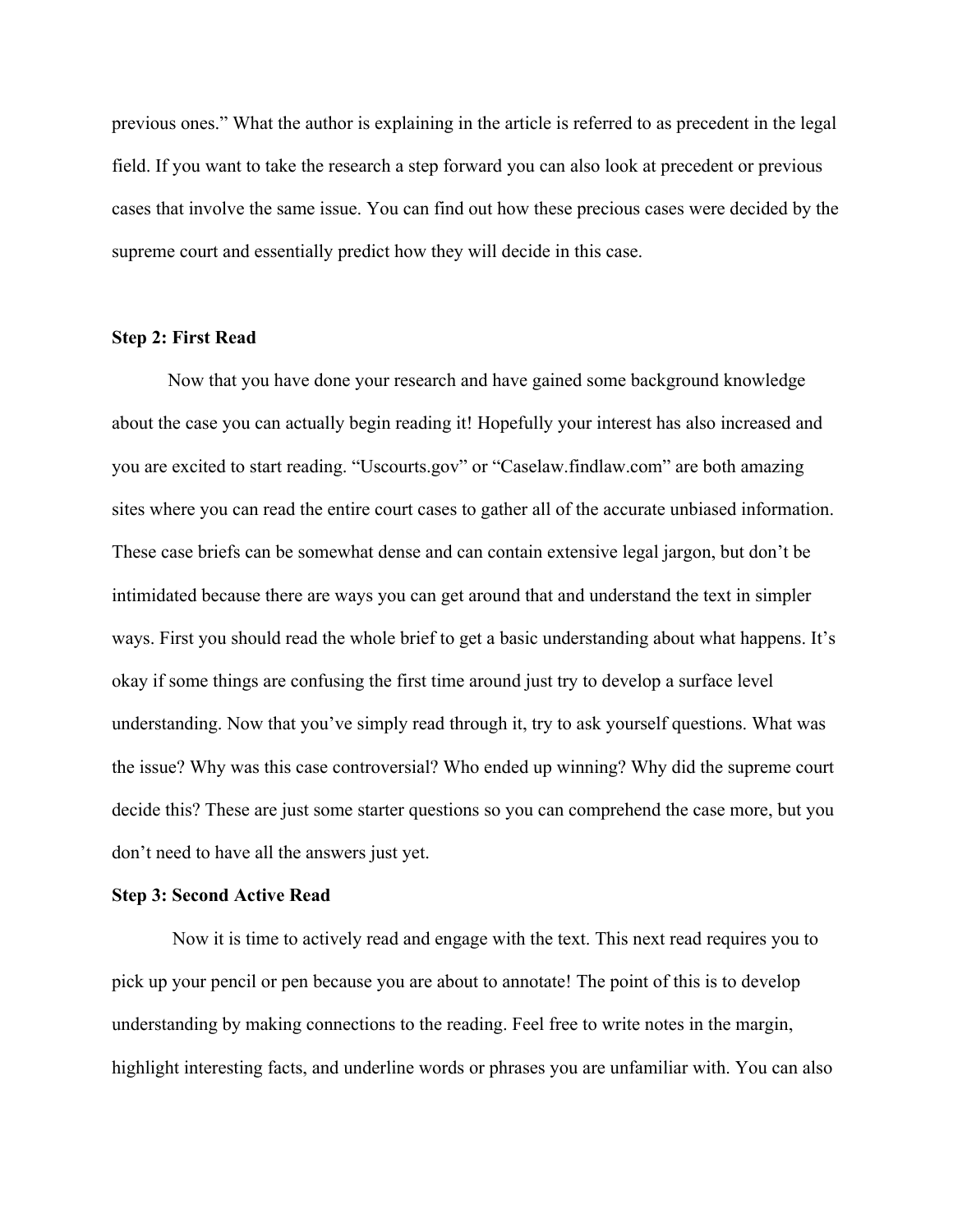previous ones." What the author is explaining in the article is referred to as precedent in the legal field. If you want to take the research a step forward you can also look at precedent or previous cases that involve the same issue. You can find out how these precious cases were decided by the supreme court and essentially predict how they will decide in this case.

**Step 2: First Read**

Now that you have done your research and have gained some background knowledge about the case you can actually begin reading it! Hopefully your interest has also increased and you are excited to start reading. "Uscourts.gov" or "Caselaw.findlaw.com" are both amazing sites where you can read the entire court cases to gather all of the accurate unbiased information. These case briefs can be somewhat dense and can contain extensive legal jargon, but don't be intimidated because there are ways you can get around that and understand the text in simpler ways. First you should read the whole brief to get a basic understanding about what happens. It's okay if some things are confusing the first time around just try to develop a surface level understanding. Now that you've simply read through it, try to ask yourself questions. What was the issue? Why was this case controversial? Who ended up winning? Why did the supreme court decide this? These are just some starter questions so you can comprehend the case more, but you don't need to have all the answers just yet.

**Step 3: Second Active Read**

Now it is time to actively read and engage with the text. This next read requires you to pick up your pencil or pen because you are about to annotate! The point of this is to develop understanding by making connections to the reading. Feel free to write notes in the margin, highlight interesting facts, and underline words or phrases you are unfamiliar with. You can also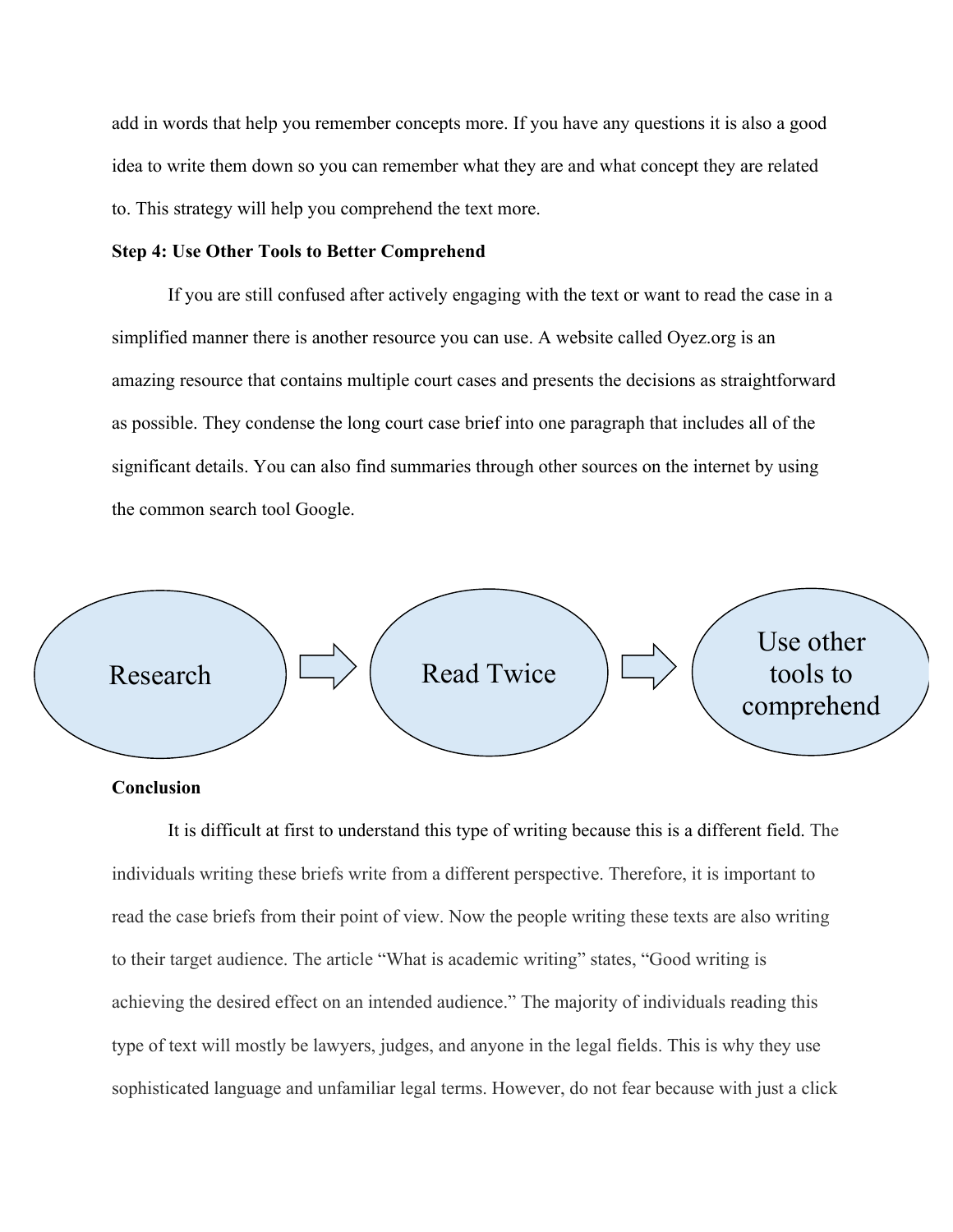add in words that help you remember concepts more. If you have any questions it is also a good idea to write them down so you can remember what they are and what concept they are related to. This strategy will help you comprehend the text more.

**Step 4: Use Other Tools to Better Comprehend**

If you are still confused after actively engaging with the text or want to read the case in a simplified manner there is another resource you can use. A website called Oyez.org is an amazing resource that contains multiple court cases and presents the decisions as straightforward as possible. They condense the long court case brief into one paragraph that includes all of the significant details. You can also find summaries through other sources on the internet by using the common search tool Google.

Research → Read Twice → Use other tools to comprehend

**Conclusion**

It is difficult at first to understand this type of writing because this is a different field. The individuals writing these briefs write from a different perspective. Therefore, it is important to read the case briefs from their point of view. Now the people writing these texts are also writing to their target audience. The article "What is academic writing" states, "Good writing is achieving the desired effect on an intended audience." The majority of individuals reading this type of text will mostly be lawyers, judges, and anyone in the legal fields. This is why they use sophisticated language and unfamiliar legal terms. However, do not fear because with just a click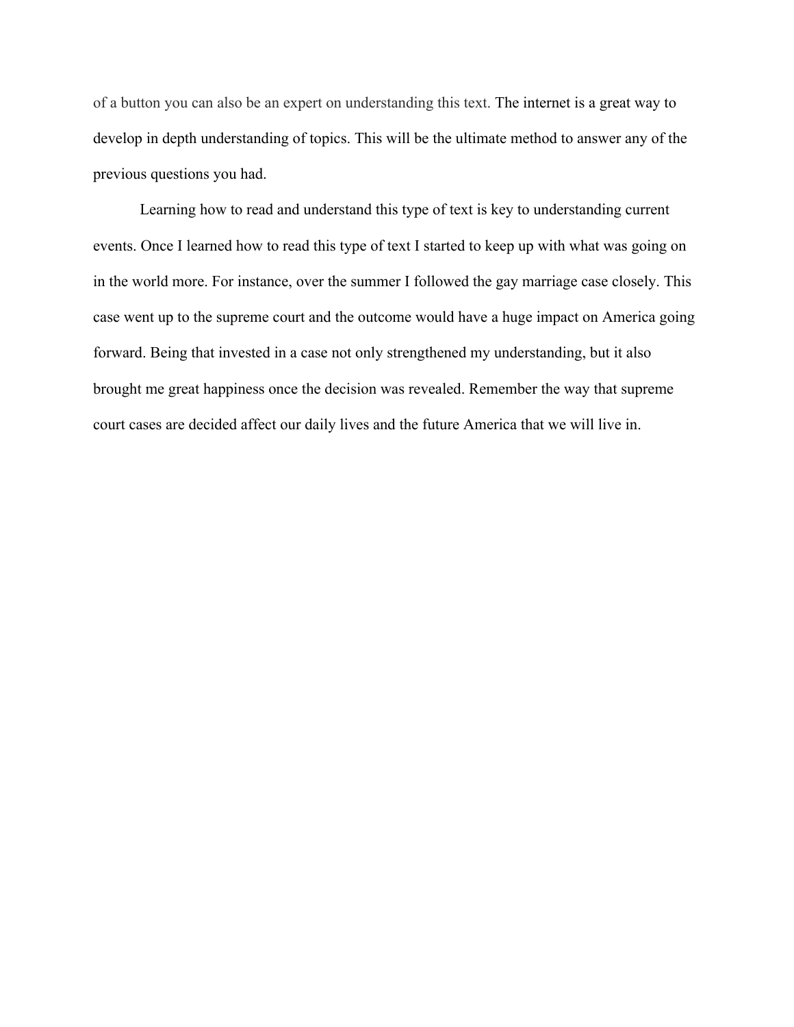of a button you can also be an expert on understanding this text. The internet is a great way to develop in depth understanding of topics. This will be the ultimate method to answer any of the previous questions you had.

Learning how to read and understand this type of text is key to understanding current events. Once I learned how to read this type of text I started to keep up with what was going on in the world more. For instance, over the summer I followed the gay marriage case closely. This case went up to the supreme court and the outcome would have a huge impact on America going forward. Being that invested in a case not only strengthened my understanding, but it also brought me great happiness once the decision was revealed. Remember the way that supreme court cases are decided affect our daily lives and the future America that we will live in.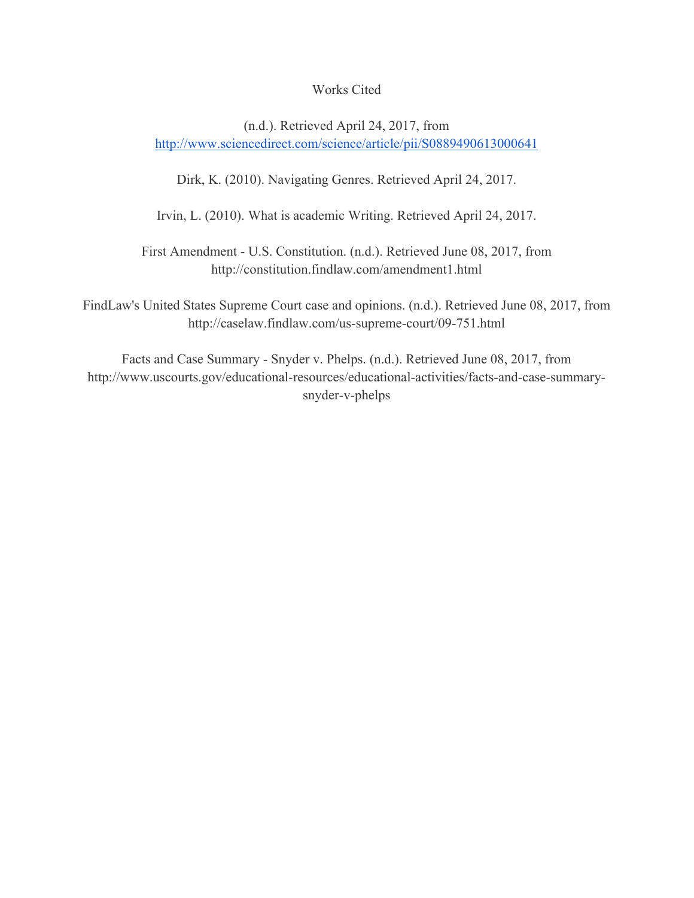# Works Cited

(n.d.). Retrieved April 24, 2017, from [http://www.sciencedirect.com/science/article/pii/S0889490613000641](http://www.sciencedirect.com/science/article/pii/S0889490613000641)

Dirk, K. (2010). Navigating Genres. Retrieved April 24, 2017.

Irvin, L. (2010). What is academic Writing. Retrieved April 24, 2017.

First Amendment - U.S. Constitution. (n.d.). Retrieved June 08, 2017, from http://constitution.findlaw.com/amendment1.html

FindLaw's United States Supreme Court case and opinions. (n.d.). Retrieved June 08, 2017, from http://caselaw.findlaw.com/us-supreme-court/09-751.html

Facts and Case Summary - Snyder v. Phelps. (n.d.). Retrieved June 08, 2017, from http://www.uscourts.gov/educational-resources/educational-activities/facts-and-case-summary-snyder-v-phelps